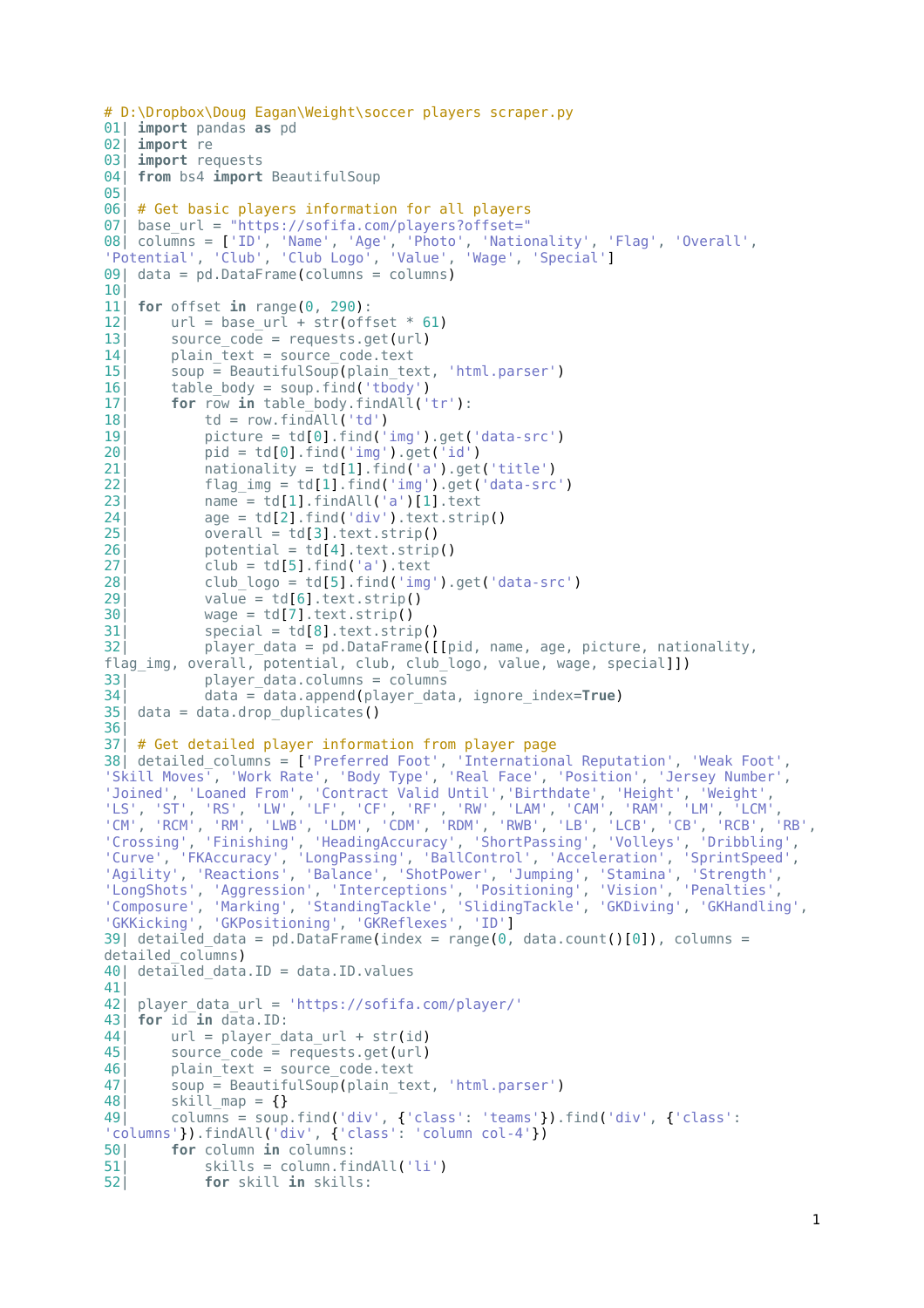```
# D:\Dropbox\Doug Eagan\Weight\soccer players scraper.py
01| import pandas as pd
02| import re
03| import requests
04| from bs4 import BeautifulSoup
05|
06| # Get basic players information for all players
07| base_url = "https://sofifa.com/players?offset="
08| columns = ['ID', 'Name', 'Age', 'Photo', 'Nationality', 'Flag', 'Overall',
'Potential', 'Club', 'Club Logo', 'Value', 'Wage', 'Special']
09| data = pd.DataFrame(columns = columns)
10|
11| for offset in range(0, 290):
12|     url = base_url + str(offset * 61)
13|     source_code = requests.get(url)
14|     plain_text = source_code.text
15|     soup = BeautifulSoup(plain_text, 'html.parser')
16|     table_body = soup.find('tbody')
17|     for row in table_body.findAll('tr'):
18|         td = row.findAll('td')
19|         picture = td[0].find('img').get('data-src')
20|         pid = td[0].find('img').get('id')
21|         nationality = td[1].find('a').get('title')
22|         flag_img = td[1].find('img').get('data-src')
23|         name = td[1].findAll('a')[1].text
24|         age = td[2].find('div').text.strip()
25|         overall = td[3].text.strip()
26|         potential = td[4].text.strip()
27|         club = td[5].find('a').text
28|         club_logo = td[5].find('img').get('data-src')
29|         value = td[6].text.strip()
30|         wage = td[7].text.strip()
31|         special = td[8].text.strip()
32|         player_data = pd.DataFrame([[pid, name, age, picture, nationality,
flag_img, overall, potential, club, club_logo, value, wage, special]])
33|         player_data.columns = columns
34|         data = data.append(player_data, ignore_index=True)
35| data = data.drop_duplicates()
36|
37| # Get detailed player information from player page
38| detailed_columns = ['Preferred Foot', 'International Reputation', 'Weak Foot',
'Skill Moves', 'Work Rate', 'Body Type', 'Real Face', 'Position', 'Jersey Number',
'Joined', 'Loaned From', 'Contract Valid Until','Birthdate', 'Height', 'Weight',
'LS', 'ST', 'RS', 'LW', 'LF', 'CF', 'RF', 'RW', 'LAM', 'CAM', 'RAM', 'LM', 'LCM',
'CM', 'RCM', 'RM', 'LWB', 'LDM', 'CDM', 'RDM', 'RWB', 'LB', 'LCB', 'CB', 'RCB', 'RB',
'Crossing', 'Finishing', 'HeadingAccuracy', 'ShortPassing', 'Volleys', 'Dribbling',
'Curve', 'FKAccuracy', 'LongPassing', 'BallControl', 'Acceleration', 'SprintSpeed',
'Agility', 'Reactions', 'Balance', 'ShotPower', 'Jumping', 'Stamina', 'Strength',
'LongShots', 'Aggression', 'Interceptions', 'Positioning', 'Vision', 'Penalties',
'Composure', 'Marking', 'StandingTackle', 'SlidingTackle', 'GKDiving', 'GKHandling',
'GKKicking', 'GKPositioning', 'GKReflexes', 'ID']
39| detailed_data = pd.DataFrame(index = range(0, data.count()[0]), columns =
detailed_columns)
40| detailed_data.ID = data.ID.values
41|
42| player_data_url = 'https://sofifa.com/player/'
43| for id in data.ID:
44|     url = player_data_url + str(id)
45|     source_code = requests.get(url)
46|     plain_text = source_code.text
47|     soup = BeautifulSoup(plain_text, 'html.parser')
48|     skill_map = {}
49|     columns = soup.find('div', {'class': 'teams'}).find('div', {'class':
'columns'}).findAll('div', {'class': 'column col-4'})
50|     for column in columns:
51|         skills = column.findAll('li')
52|         for skill in skills:
```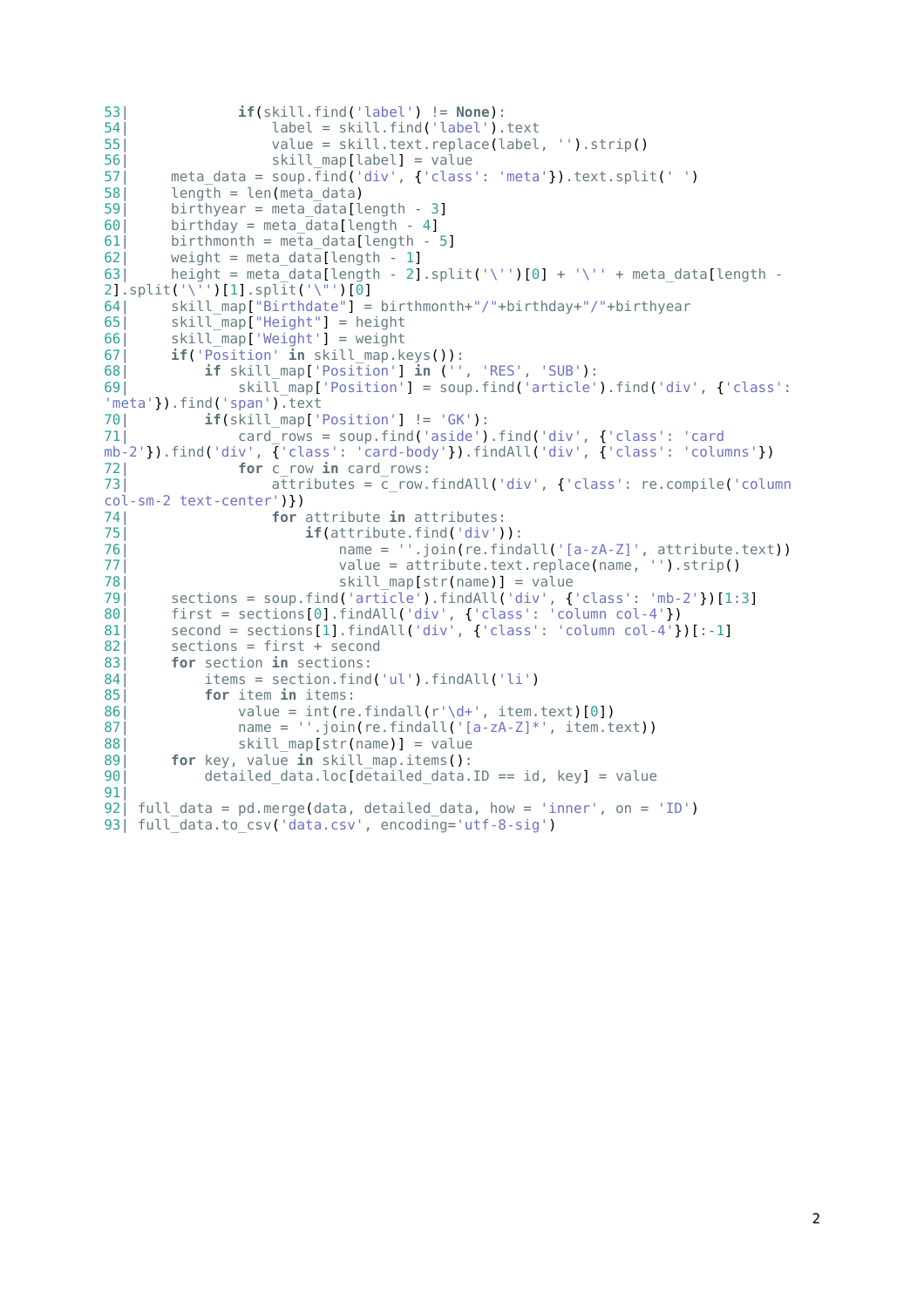```
53|            if(skill.find('label') != None):
54|                label = skill.find('label').text
55|                value = skill.text.replace(label, '').strip()
56|                skill_map[label] = value
57|    meta_data = soup.find('div', {'class': 'meta'}).text.split(' ')
58|    length = len(meta_data)
59|    birthyear = meta_data[length - 3]
60|    birthday = meta_data[length - 4]
61|    birthmonth = meta_data[length - 5]
62|    weight = meta_data[length - 1]
63|    height = meta_data[length - 2].split('\'')[0] + '\'' + meta_data[length - 2].split('\'')[1].split('\"')[0]
64|    skill_map["Birthdate"] = birthmonth+"/"+birthday+"/"+birthyear
65|    skill_map["Height"] = height
66|    skill_map['Weight'] = weight
67|    if('Position' in skill_map.keys()):
68|        if skill_map['Position'] in ('', 'RES', 'SUB'):
69|            skill_map['Position'] = soup.find('article').find('div', {'class': 'meta'}).find('span').text
70|        if(skill_map['Position'] != 'GK'):
71|            card_rows = soup.find('aside').find('div', {'class': 'card mb-2'}).find('div', {'class': 'card-body'}).findAll('div', {'class': 'columns'})
72|            for c_row in card_rows:
73|                attributes = c_row.findAll('div', {'class': re.compile('column col-sm-2 text-center')})
74|                for attribute in attributes:
75|                    if(attribute.find('div')):
76|                        name = ''.join(re.findall('[a-zA-Z]', attribute.text))
77|                        value = attribute.text.replace(name, '').strip()
78|                        skill_map[str(name)] = value
79|    sections = soup.find('article').findAll('div', {'class': 'mb-2'})[1:3]
80|    first = sections[0].findAll('div', {'class': 'column col-4'})
81|    second = sections[1].findAll('div', {'class': 'column col-4'})[:-1]
82|    sections = first + second
83|    for section in sections:
84|        items = section.find('ul').findAll('li')
85|        for item in items:
86|            value = int(re.findall(r'\d+', item.text)[0])
87|            name = ''.join(re.findall('[a-zA-Z]*', item.text))
88|            skill_map[str(name)] = value
89|    for key, value in skill_map.items():
90|        detailed_data.loc[detailed_data.ID == id, key] = value
91|
92| full_data = pd.merge(data, detailed_data, how = 'inner', on = 'ID')
93| full_data.to_csv('data.csv', encoding='utf-8-sig')
```